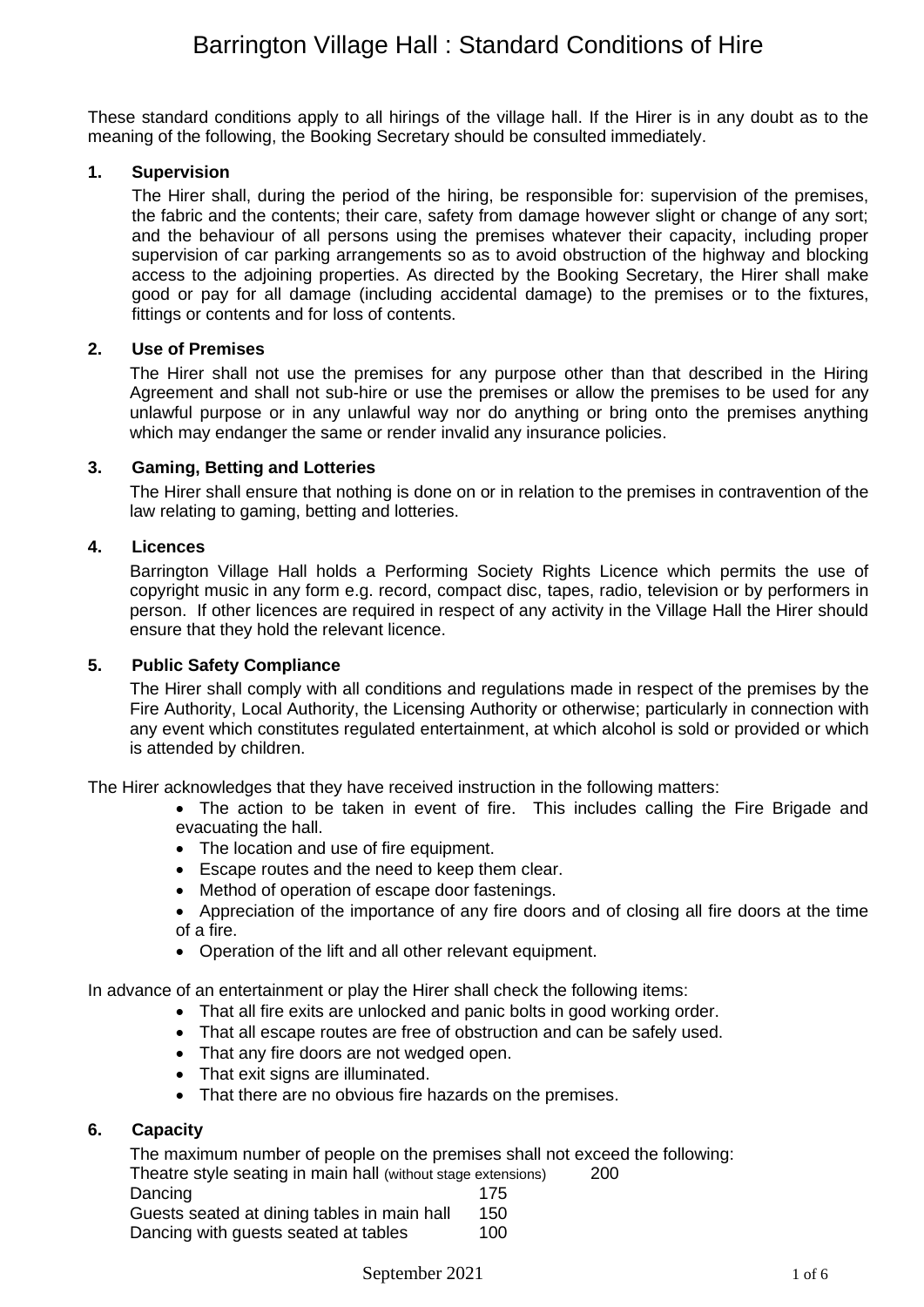# Barrington Village Hall : Standard Conditions of Hire

These standard conditions apply to all hirings of the village hall. If the Hirer is in any doubt as to the meaning of the following, the Booking Secretary should be consulted immediately.

**1. Supervision**

The Hirer shall, during the period of the hiring, be responsible for: supervision of the premises, the fabric and the contents; their care, safety from damage however slight or change of any sort; and the behaviour of all persons using the premises whatever their capacity, including proper supervision of car parking arrangements so as to avoid obstruction of the highway and blocking access to the adjoining properties. As directed by the Booking Secretary, the Hirer shall make good or pay for all damage (including accidental damage) to the premises or to the fixtures, fittings or contents and for loss of contents.

**2. Use of Premises**

The Hirer shall not use the premises for any purpose other than that described in the Hiring Agreement and shall not sub-hire or use the premises or allow the premises to be used for any unlawful purpose or in any unlawful way nor do anything or bring onto the premises anything which may endanger the same or render invalid any insurance policies.

**3. Gaming, Betting and Lotteries**

The Hirer shall ensure that nothing is done on or in relation to the premises in contravention of the law relating to gaming, betting and lotteries.

**4. Licences**

Barrington Village Hall holds a Performing Society Rights Licence which permits the use of copyright music in any form e.g. record, compact disc, tapes, radio, television or by performers in person. If other licences are required in respect of any activity in the Village Hall the Hirer should ensure that they hold the relevant licence.

**5. Public Safety Compliance**

The Hirer shall comply with all conditions and regulations made in respect of the premises by the Fire Authority, Local Authority, the Licensing Authority or otherwise; particularly in connection with any event which constitutes regulated entertainment, at which alcohol is sold or provided or which is attended by children.

The Hirer acknowledges that they have received instruction in the following matters:

- The action to be taken in event of fire. This includes calling the Fire Brigade and evacuating the hall.
- The location and use of fire equipment.
- Escape routes and the need to keep them clear.
- Method of operation of escape door fastenings.
- Appreciation of the importance of any fire doors and of closing all fire doors at the time of a fire.
- Operation of the lift and all other relevant equipment.

In advance of an entertainment or play the Hirer shall check the following items:

- That all fire exits are unlocked and panic bolts in good working order.
- That all escape routes are free of obstruction and can be safely used.
- That any fire doors are not wedged open.
- That exit signs are illuminated.
- That there are no obvious fire hazards on the premises.

**6. Capacity**

The maximum number of people on the premises shall not exceed the following:

| | |
|---|---|
| Theatre style seating in main hall (without stage extensions) | 200 |
| Dancing | 175 |
| Guests seated at dining tables in main hall | 150 |
| Dancing with guests seated at tables | 100 |

September 2021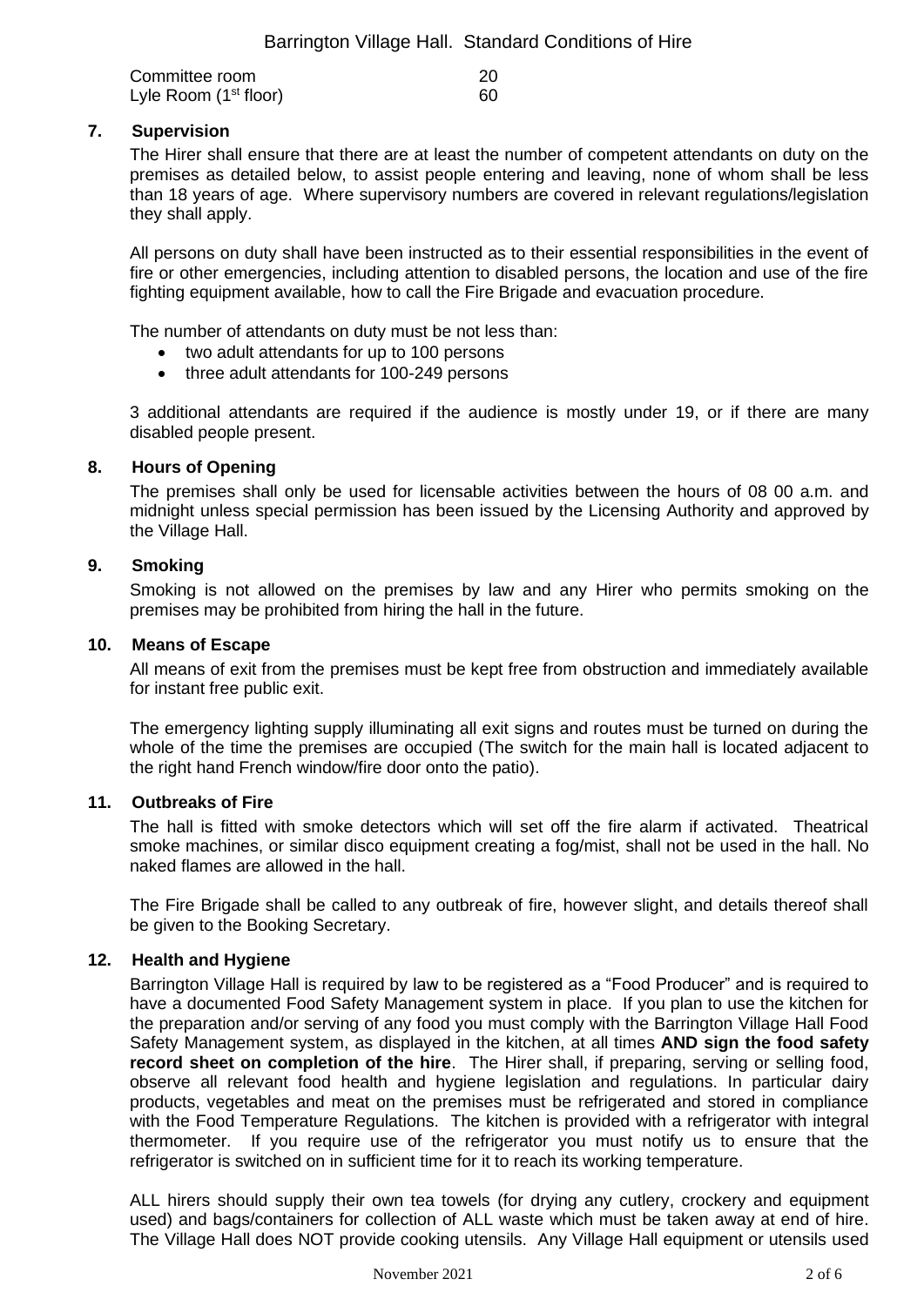| | |
|---|---|
| Committee room | 20 |
| Lyle Room (1st floor) | 60 |

## 7. Supervision

The Hirer shall ensure that there are at least the number of competent attendants on duty on the premises as detailed below, to assist people entering and leaving, none of whom shall be less than 18 years of age. Where supervisory numbers are covered in relevant regulations/legislation they shall apply.

All persons on duty shall have been instructed as to their essential responsibilities in the event of fire or other emergencies, including attention to disabled persons, the location and use of the fire fighting equipment available, how to call the Fire Brigade and evacuation procedure.

The number of attendants on duty must be not less than:

- two adult attendants for up to 100 persons
- three adult attendants for 100-249 persons

3 additional attendants are required if the audience is mostly under 19, or if there are many disabled people present.

## 8. Hours of Opening

The premises shall only be used for licensable activities between the hours of 08 00 a.m. and midnight unless special permission has been issued by the Licensing Authority and approved by the Village Hall.

## 9. Smoking

Smoking is not allowed on the premises by law and any Hirer who permits smoking on the premises may be prohibited from hiring the hall in the future.

## 10. Means of Escape

All means of exit from the premises must be kept free from obstruction and immediately available for instant free public exit.

The emergency lighting supply illuminating all exit signs and routes must be turned on during the whole of the time the premises are occupied (The switch for the main hall is located adjacent to the right hand French window/fire door onto the patio).

## 11. Outbreaks of Fire

The hall is fitted with smoke detectors which will set off the fire alarm if activated. Theatrical smoke machines, or similar disco equipment creating a fog/mist, shall not be used in the hall. No naked flames are allowed in the hall.

The Fire Brigade shall be called to any outbreak of fire, however slight, and details thereof shall be given to the Booking Secretary.

## 12. Health and Hygiene

Barrington Village Hall is required by law to be registered as a "Food Producer" and is required to have a documented Food Safety Management system in place. If you plan to use the kitchen for the preparation and/or serving of any food you must comply with the Barrington Village Hall Food Safety Management system, as displayed in the kitchen, at all times **AND sign the food safety record sheet on completion of the hire**. The Hirer shall, if preparing, serving or selling food, observe all relevant food health and hygiene legislation and regulations. In particular dairy products, vegetables and meat on the premises must be refrigerated and stored in compliance with the Food Temperature Regulations. The kitchen is provided with a refrigerator with integral thermometer. If you require use of the refrigerator you must notify us to ensure that the refrigerator is switched on in sufficient time for it to reach its working temperature.

ALL hirers should supply their own tea towels (for drying any cutlery, crockery and equipment used) and bags/containers for collection of ALL waste which must be taken away at end of hire. The Village Hall does NOT provide cooking utensils. Any Village Hall equipment or utensils used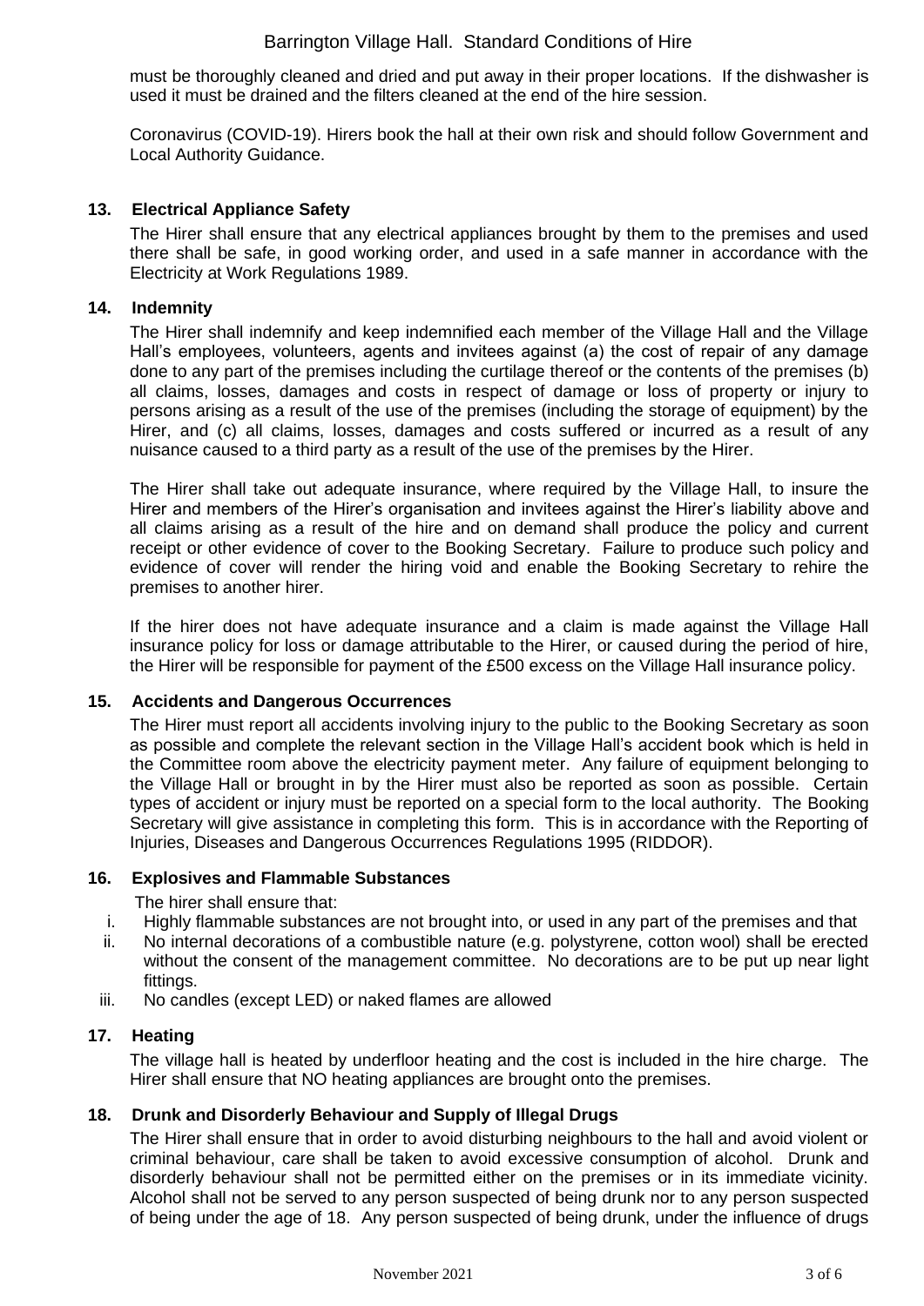must be thoroughly cleaned and dried and put away in their proper locations. If the dishwasher is used it must be drained and the filters cleaned at the end of the hire session.

Coronavirus (COVID-19). Hirers book the hall at their own risk and should follow Government and Local Authority Guidance.

### 13. Electrical Appliance Safety

The Hirer shall ensure that any electrical appliances brought by them to the premises and used there shall be safe, in good working order, and used in a safe manner in accordance with the Electricity at Work Regulations 1989.

### 14. Indemnity

The Hirer shall indemnify and keep indemnified each member of the Village Hall and the Village Hall's employees, volunteers, agents and invitees against (a) the cost of repair of any damage done to any part of the premises including the curtilage thereof or the contents of the premises (b) all claims, losses, damages and costs in respect of damage or loss of property or injury to persons arising as a result of the use of the premises (including the storage of equipment) by the Hirer, and (c) all claims, losses, damages and costs suffered or incurred as a result of any nuisance caused to a third party as a result of the use of the premises by the Hirer.

The Hirer shall take out adequate insurance, where required by the Village Hall, to insure the Hirer and members of the Hirer's organisation and invitees against the Hirer's liability above and all claims arising as a result of the hire and on demand shall produce the policy and current receipt or other evidence of cover to the Booking Secretary. Failure to produce such policy and evidence of cover will render the hiring void and enable the Booking Secretary to rehire the premises to another hirer.

If the hirer does not have adequate insurance and a claim is made against the Village Hall insurance policy for loss or damage attributable to the Hirer, or caused during the period of hire, the Hirer will be responsible for payment of the £500 excess on the Village Hall insurance policy.

### 15. Accidents and Dangerous Occurrences

The Hirer must report all accidents involving injury to the public to the Booking Secretary as soon as possible and complete the relevant section in the Village Hall's accident book which is held in the Committee room above the electricity payment meter. Any failure of equipment belonging to the Village Hall or brought in by the Hirer must also be reported as soon as possible. Certain types of accident or injury must be reported on a special form to the local authority. The Booking Secretary will give assistance in completing this form. This is in accordance with the Reporting of Injuries, Diseases and Dangerous Occurrences Regulations 1995 (RIDDOR).

### 16. Explosives and Flammable Substances

The hirer shall ensure that:

i. Highly flammable substances are not brought into, or used in any part of the premises and that
ii. No internal decorations of a combustible nature (e.g. polystyrene, cotton wool) shall be erected without the consent of the management committee. No decorations are to be put up near light fittings.
iii. No candles (except LED) or naked flames are allowed

### 17. Heating

The village hall is heated by underfloor heating and the cost is included in the hire charge. The Hirer shall ensure that NO heating appliances are brought onto the premises.

### 18. Drunk and Disorderly Behaviour and Supply of Illegal Drugs

The Hirer shall ensure that in order to avoid disturbing neighbours to the hall and avoid violent or criminal behaviour, care shall be taken to avoid excessive consumption of alcohol. Drunk and disorderly behaviour shall not be permitted either on the premises or in its immediate vicinity. Alcohol shall not be served to any person suspected of being drunk nor to any person suspected of being under the age of 18. Any person suspected of being drunk, under the influence of drugs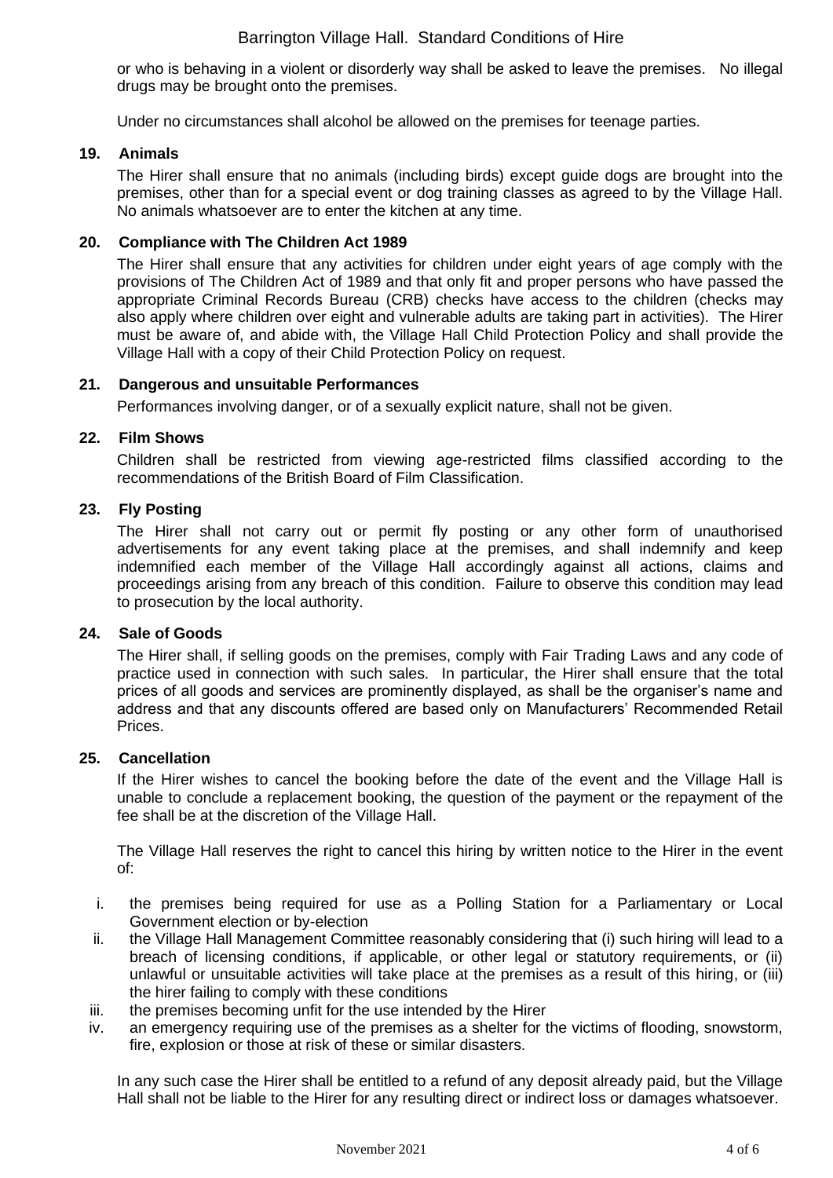or who is behaving in a violent or disorderly way shall be asked to leave the premises. No illegal drugs may be brought onto the premises.

Under no circumstances shall alcohol be allowed on the premises for teenage parties.

### 19. Animals

The Hirer shall ensure that no animals (including birds) except guide dogs are brought into the premises, other than for a special event or dog training classes as agreed to by the Village Hall. No animals whatsoever are to enter the kitchen at any time.

### 20. Compliance with The Children Act 1989

The Hirer shall ensure that any activities for children under eight years of age comply with the provisions of The Children Act of 1989 and that only fit and proper persons who have passed the appropriate Criminal Records Bureau (CRB) checks have access to the children (checks may also apply where children over eight and vulnerable adults are taking part in activities). The Hirer must be aware of, and abide with, the Village Hall Child Protection Policy and shall provide the Village Hall with a copy of their Child Protection Policy on request.

### 21. Dangerous and unsuitable Performances

Performances involving danger, or of a sexually explicit nature, shall not be given.

### 22. Film Shows

Children shall be restricted from viewing age-restricted films classified according to the recommendations of the British Board of Film Classification.

### 23. Fly Posting

The Hirer shall not carry out or permit fly posting or any other form of unauthorised advertisements for any event taking place at the premises, and shall indemnify and keep indemnified each member of the Village Hall accordingly against all actions, claims and proceedings arising from any breach of this condition. Failure to observe this condition may lead to prosecution by the local authority.

### 24. Sale of Goods

The Hirer shall, if selling goods on the premises, comply with Fair Trading Laws and any code of practice used in connection with such sales. In particular, the Hirer shall ensure that the total prices of all goods and services are prominently displayed, as shall be the organiser's name and address and that any discounts offered are based only on Manufacturers' Recommended Retail Prices.

### 25. Cancellation

If the Hirer wishes to cancel the booking before the date of the event and the Village Hall is unable to conclude a replacement booking, the question of the payment or the repayment of the fee shall be at the discretion of the Village Hall.

The Village Hall reserves the right to cancel this hiring by written notice to the Hirer in the event of:

- i. the premises being required for use as a Polling Station for a Parliamentary or Local Government election or by-election
- ii. the Village Hall Management Committee reasonably considering that (i) such hiring will lead to a breach of licensing conditions, if applicable, or other legal or statutory requirements, or (ii) unlawful or unsuitable activities will take place at the premises as a result of this hiring, or (iii) the hirer failing to comply with these conditions
- iii. the premises becoming unfit for the use intended by the Hirer
- iv. an emergency requiring use of the premises as a shelter for the victims of flooding, snowstorm, fire, explosion or those at risk of these or similar disasters.

In any such case the Hirer shall be entitled to a refund of any deposit already paid, but the Village Hall shall not be liable to the Hirer for any resulting direct or indirect loss or damages whatsoever.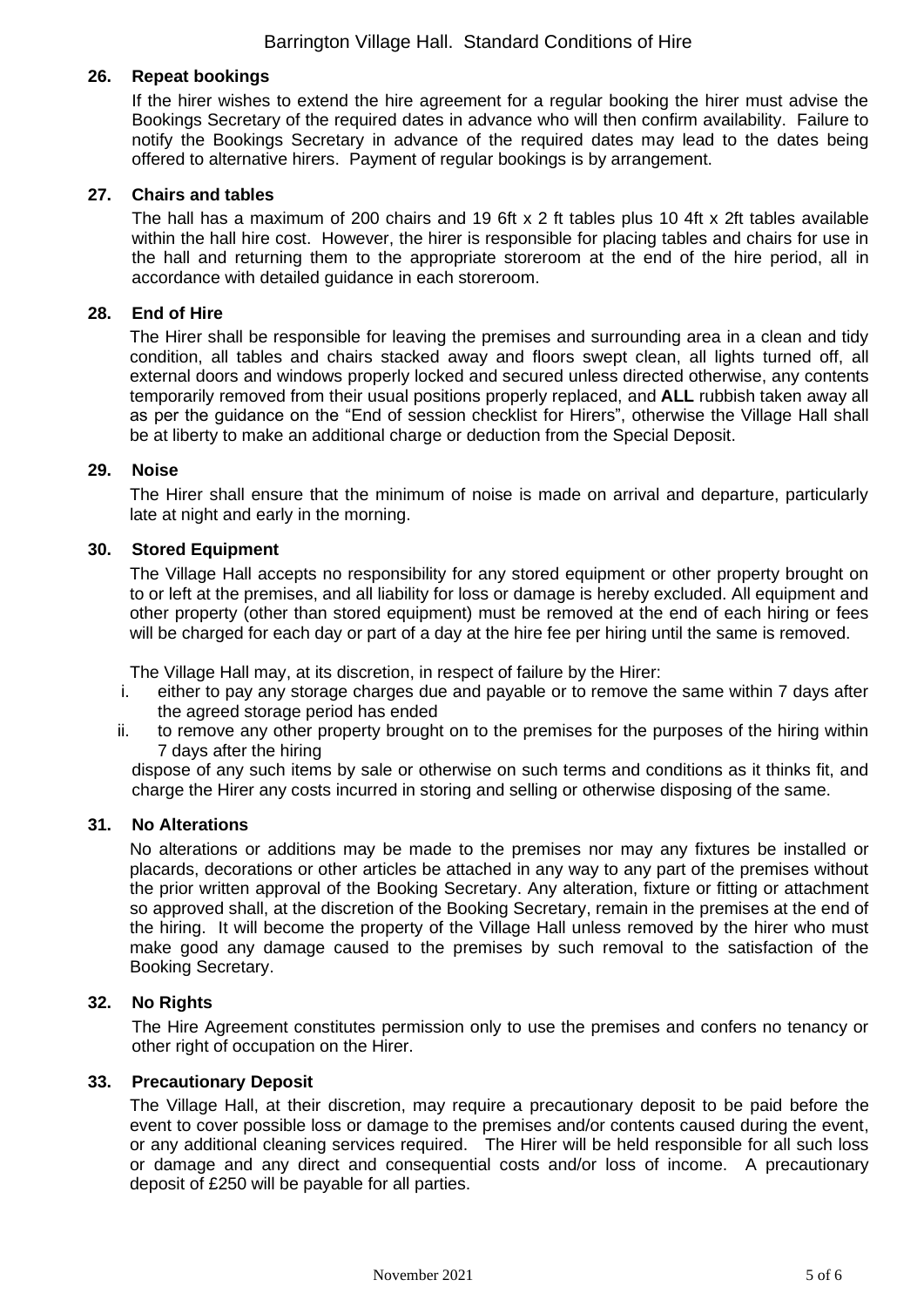### 26. Repeat bookings

If the hirer wishes to extend the hire agreement for a regular booking the hirer must advise the Bookings Secretary of the required dates in advance who will then confirm availability. Failure to notify the Bookings Secretary in advance of the required dates may lead to the dates being offered to alternative hirers. Payment of regular bookings is by arrangement.

### 27. Chairs and tables

The hall has a maximum of 200 chairs and 19 6ft x 2 ft tables plus 10 4ft x 2ft tables available within the hall hire cost. However, the hirer is responsible for placing tables and chairs for use in the hall and returning them to the appropriate storeroom at the end of the hire period, all in accordance with detailed guidance in each storeroom.

### 28. End of Hire

The Hirer shall be responsible for leaving the premises and surrounding area in a clean and tidy condition, all tables and chairs stacked away and floors swept clean, all lights turned off, all external doors and windows properly locked and secured unless directed otherwise, any contents temporarily removed from their usual positions properly replaced, and **ALL** rubbish taken away all as per the guidance on the "End of session checklist for Hirers", otherwise the Village Hall shall be at liberty to make an additional charge or deduction from the Special Deposit.

### 29. Noise

The Hirer shall ensure that the minimum of noise is made on arrival and departure, particularly late at night and early in the morning.

### 30. Stored Equipment

The Village Hall accepts no responsibility for any stored equipment or other property brought on to or left at the premises, and all liability for loss or damage is hereby excluded. All equipment and other property (other than stored equipment) must be removed at the end of each hiring or fees will be charged for each day or part of a day at the hire fee per hiring until the same is removed.

The Village Hall may, at its discretion, in respect of failure by the Hirer:

i. either to pay any storage charges due and payable or to remove the same within 7 days after the agreed storage period has ended
ii. to remove any other property brought on to the premises for the purposes of the hiring within 7 days after the hiring

dispose of any such items by sale or otherwise on such terms and conditions as it thinks fit, and charge the Hirer any costs incurred in storing and selling or otherwise disposing of the same.

### 31. No Alterations

No alterations or additions may be made to the premises nor may any fixtures be installed or placards, decorations or other articles be attached in any way to any part of the premises without the prior written approval of the Booking Secretary. Any alteration, fixture or fitting or attachment so approved shall, at the discretion of the Booking Secretary, remain in the premises at the end of the hiring. It will become the property of the Village Hall unless removed by the hirer who must make good any damage caused to the premises by such removal to the satisfaction of the Booking Secretary.

### 32. No Rights

The Hire Agreement constitutes permission only to use the premises and confers no tenancy or other right of occupation on the Hirer.

### 33. Precautionary Deposit

The Village Hall, at their discretion, may require a precautionary deposit to be paid before the event to cover possible loss or damage to the premises and/or contents caused during the event, or any additional cleaning services required. The Hirer will be held responsible for all such loss or damage and any direct and consequential costs and/or loss of income. A precautionary deposit of £250 will be payable for all parties.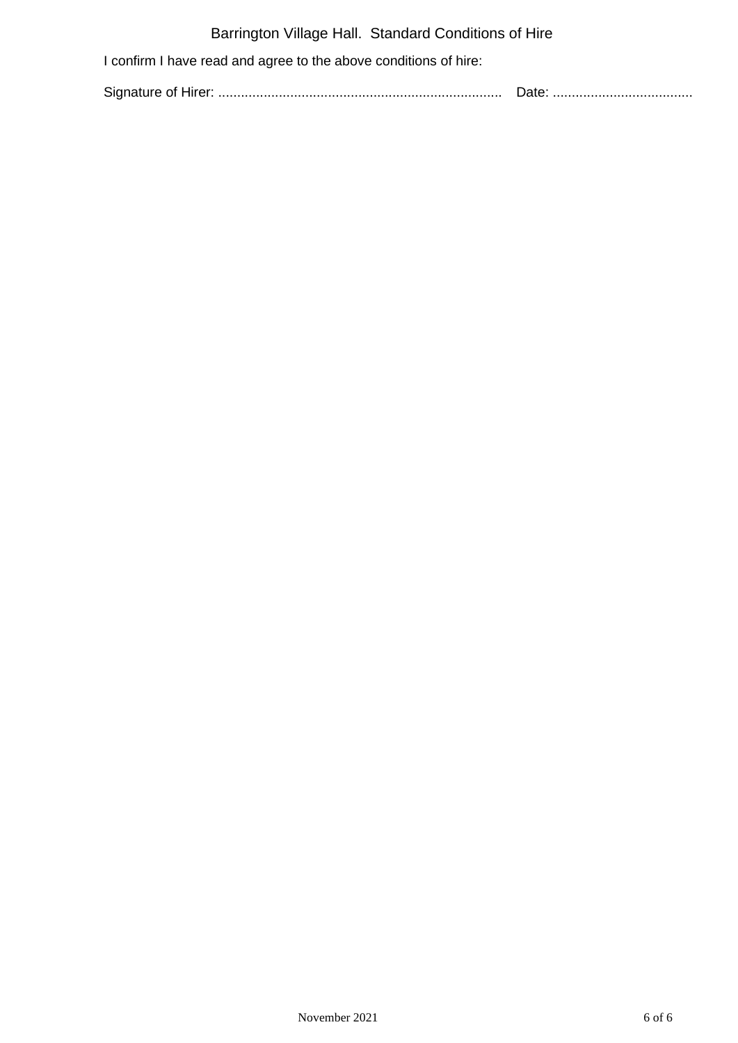I confirm I have read and agree to the above conditions of hire:

Signature of Hirer: ........................................................................... Date: .....................................